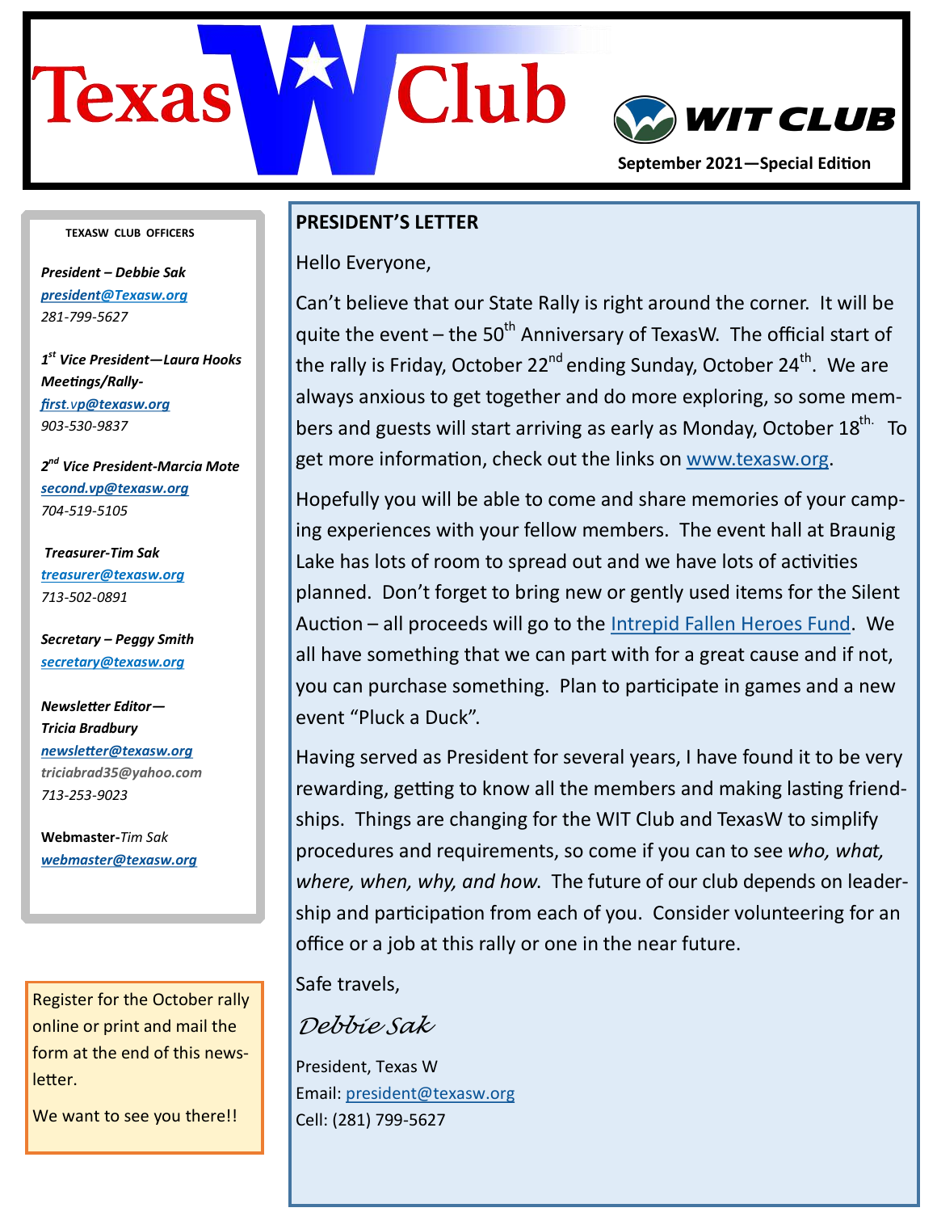# Texas W Club

**WIT CLUB**

**September 2021—Special Edition**

**TEXASW CLUB OFFICERS**

***President – Debbie Sak***
*president@Texasw.org*
*281-799-5627*

***1st Vice President—Laura Hooks***
***Meetings/Rally-***
*first.vp@texasw.org*
*903-530-9837*

***2nd Vice President-Marcia Mote***
*second.vp@texasw.org*
*704-519-5105*

***Treasurer-Tim Sak***
*treasurer@texasw.org*
*713-502-0891*

***Secretary – Peggy Smith***
*secretary@texasw.org*

***Newsletter Editor— Tricia Bradbury***
*newsletter@texasw.org*
*triciabrad35@yahoo.com*
*713-253-9023*

**Webmaster-***Tim Sak*
*webmaster@texasw.org*

Register for the October rally online or print and mail the form at the end of this newsletter.

We want to see you there!!

## PRESIDENT'S LETTER

Hello Everyone,

Can't believe that our State Rally is right around the corner. It will be quite the event – the 50th Anniversary of TexasW. The official start of the rally is Friday, October 22nd ending Sunday, October 24th. We are always anxious to get together and do more exploring, so some members and guests will start arriving as early as Monday, October 18th. To get more information, check out the links on www.texasw.org.

Hopefully you will be able to come and share memories of your camping experiences with your fellow members. The event hall at Braunig Lake has lots of room to spread out and we have lots of activities planned. Don't forget to bring new or gently used items for the Silent Auction – all proceeds will go to the Intrepid Fallen Heroes Fund. We all have something that we can part with for a great cause and if not, you can purchase something. Plan to participate in games and a new event "Pluck a Duck".

Having served as President for several years, I have found it to be very rewarding, getting to know all the members and making lasting friendships. Things are changing for the WIT Club and TexasW to simplify procedures and requirements, so come if you can to see *who, what, where, when, why, and how*. The future of our club depends on leadership and participation from each of you. Consider volunteering for an office or a job at this rally or one in the near future.

Safe travels,

*Debbie Sak*

President, Texas W
Email: president@texasw.org
Cell: (281) 799-5627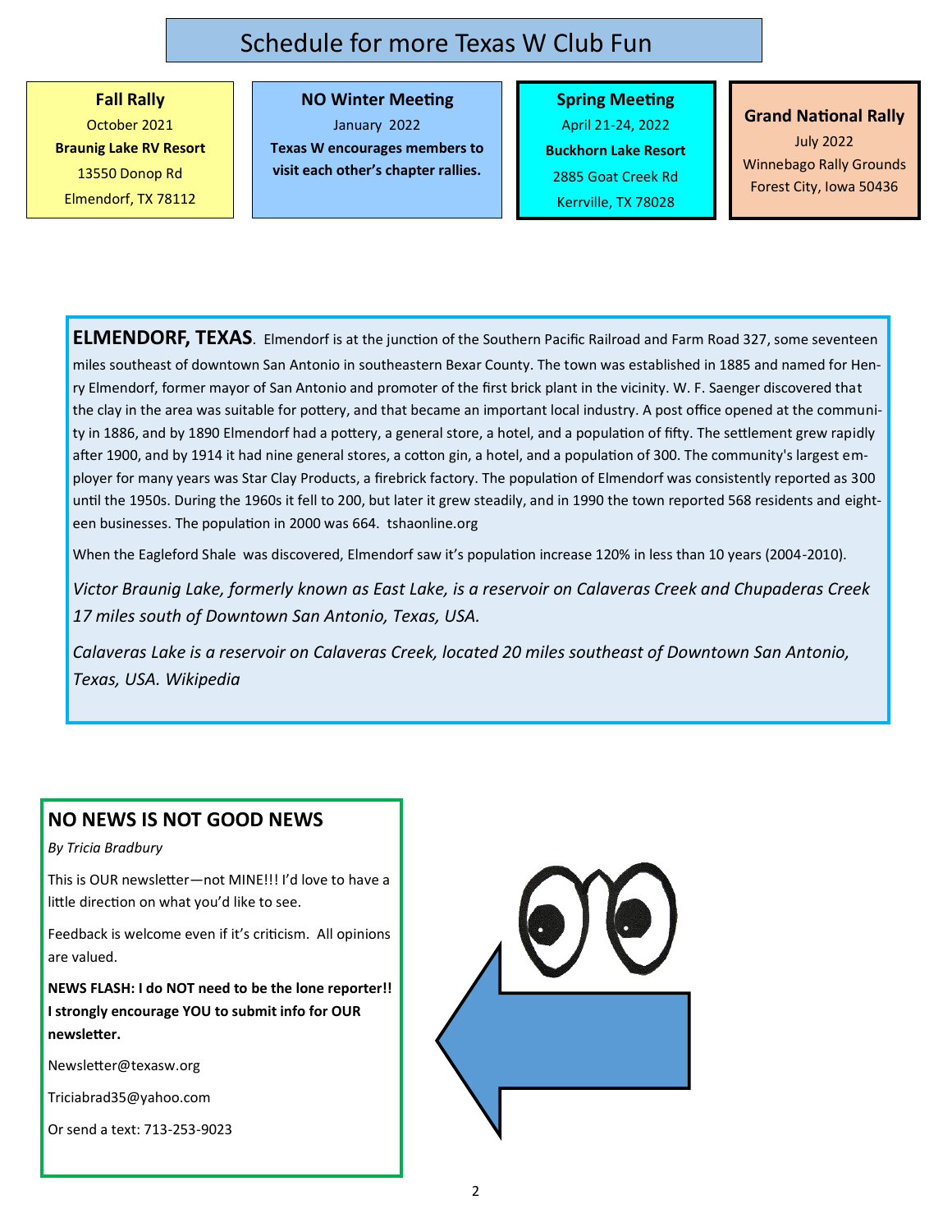# Schedule for more Texas W Club Fun

**Fall Rally**
October 2021
**Braunig Lake RV Resort**
13550 Donop Rd
Elmendorf, TX 78112

**NO Winter Meeting**
January 2022
**Texas W encourages members to visit each other's chapter rallies.**

**Spring Meeting**
April 21-24, 2022
**Buckhorn Lake Resort**
2885 Goat Creek Rd
Kerrville, TX 78028

**Grand National Rally**
July 2022
Winnebago Rally Grounds
Forest City, Iowa 50436

**ELMENDORF, TEXAS**. Elmendorf is at the junction of the Southern Pacific Railroad and Farm Road 327, some seventeen miles southeast of downtown San Antonio in southeastern Bexar County. The town was established in 1885 and named for Henry Elmendorf, former mayor of San Antonio and promoter of the first brick plant in the vicinity. W. F. Saenger discovered that the clay in the area was suitable for pottery, and that became an important local industry. A post office opened at the community in 1886, and by 1890 Elmendorf had a pottery, a general store, a hotel, and a population of fifty. The settlement grew rapidly after 1900, and by 1914 it had nine general stores, a cotton gin, a hotel, and a population of 300. The community's largest employer for many years was Star Clay Products, a firebrick factory. The population of Elmendorf was consistently reported as 300 until the 1950s. During the 1960s it fell to 200, but later it grew steadily, and in 1990 the town reported 568 residents and eighteen businesses. The population in 2000 was 664. tshaonline.org

When the Eagleford Shale was discovered, Elmendorf saw it's population increase 120% in less than 10 years (2004-2010).

*Victor Braunig Lake, formerly known as East Lake, is a reservoir on Calaveras Creek and Chupaderas Creek 17 miles south of Downtown San Antonio, Texas, USA.*

*Calaveras Lake is a reservoir on Calaveras Creek, located 20 miles southeast of Downtown San Antonio, Texas, USA. Wikipedia*

## NO NEWS IS NOT GOOD NEWS

*By Tricia Bradbury*

This is OUR newsletter—not MINE!!! I'd love to have a little direction on what you'd like to see.

Feedback is welcome even if it's criticism. All opinions are valued.

**NEWS FLASH: I do NOT need to be the lone reporter!! I strongly encourage YOU to submit info for OUR newsletter.**

Newsletter@texasw.org

Triciabrad35@yahoo.com

Or send a text: 713-253-9023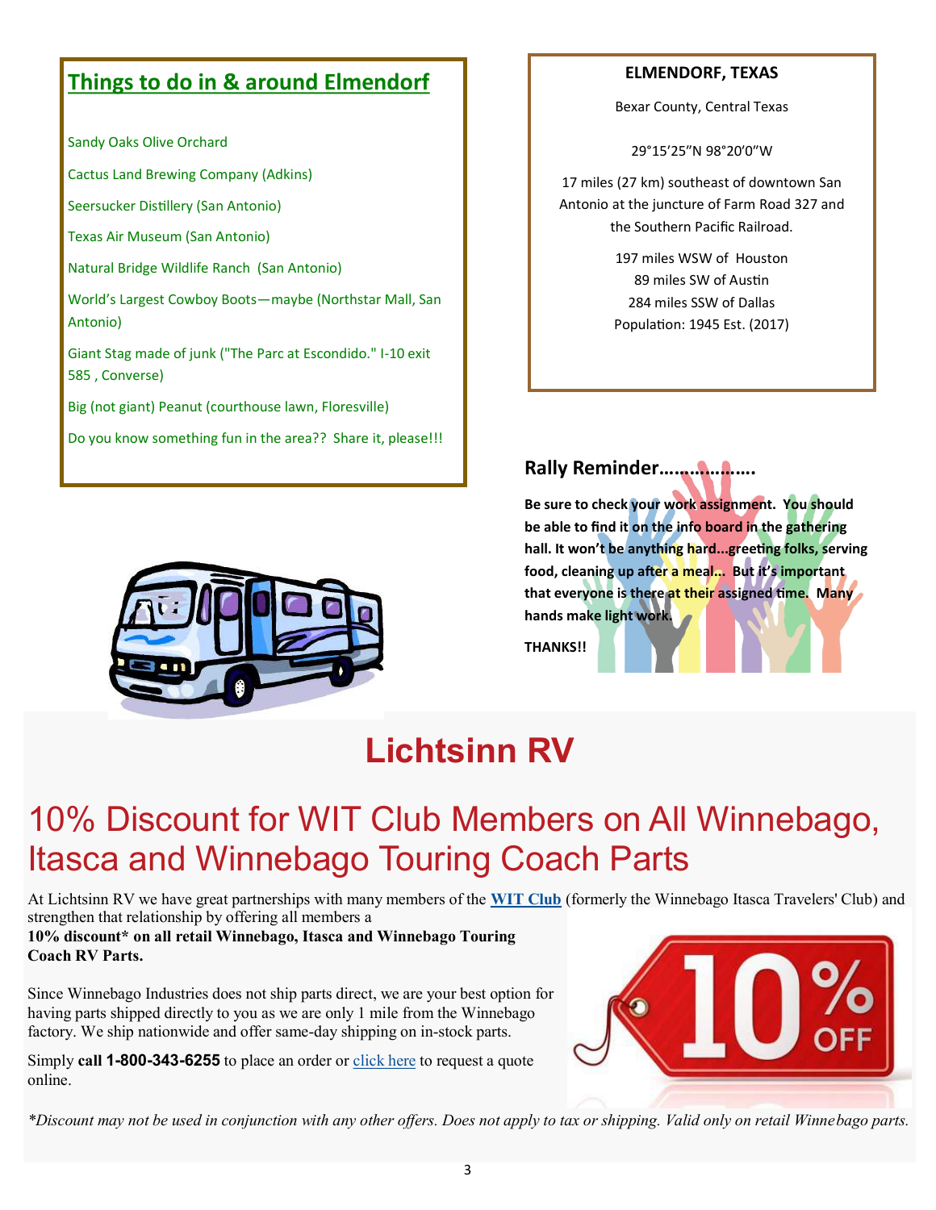## Things to do in & around Elmendorf

Sandy Oaks Olive Orchard

Cactus Land Brewing Company (Adkins)

Seersucker Distillery (San Antonio)

Texas Air Museum (San Antonio)

Natural Bridge Wildlife Ranch (San Antonio)

World's Largest Cowboy Boots—maybe (Northstar Mall, San Antonio)

Giant Stag made of junk ("The Parc at Escondido." I-10 exit 585 , Converse)

Big (not giant) Peanut (courthouse lawn, Floresville)

Do you know something fun in the area?? Share it, please!!!

**ELMENDORF, TEXAS**

Bexar County, Central Texas

29°15′25″N 98°20′0″W

17 miles (27 km) southeast of downtown San Antonio at the juncture of Farm Road 327 and the Southern Pacific Railroad.

197 miles WSW of Houston
89 miles SW of Austin
284 miles SSW of Dallas
Population: 1945 Est. (2017)

### Rally Reminder……………….

**Be sure to check your work assignment. You should be able to find it on the info board in the gathering hall. It won't be anything hard…greeting folks, serving food, cleaning up after a meal… But it's important that everyone is there at their assigned time. Many hands make light work.**

**THANKS!!**

# Lichtsinn RV

## 10% Discount for WIT Club Members on All Winnebago, Itasca and Winnebago Touring Coach Parts

At Lichtsinn RV we have great partnerships with many members of the **WIT Club** (formerly the Winnebago Itasca Travelers' Club) and strengthen that relationship by offering all members a **10% discount\* on all retail Winnebago, Itasca and Winnebago Touring Coach RV Parts.**

Since Winnebago Industries does not ship parts direct, we are your best option for having parts shipped directly to you as we are only 1 mile from the Winnebago factory. We ship nationwide and offer same-day shipping on in-stock parts.

Simply **call 1-800-343-6255** to place an order or click here to request a quote online.

*\*Discount may not be used in conjunction with any other offers. Does not apply to tax or shipping. Valid only on retail Winnebago parts.*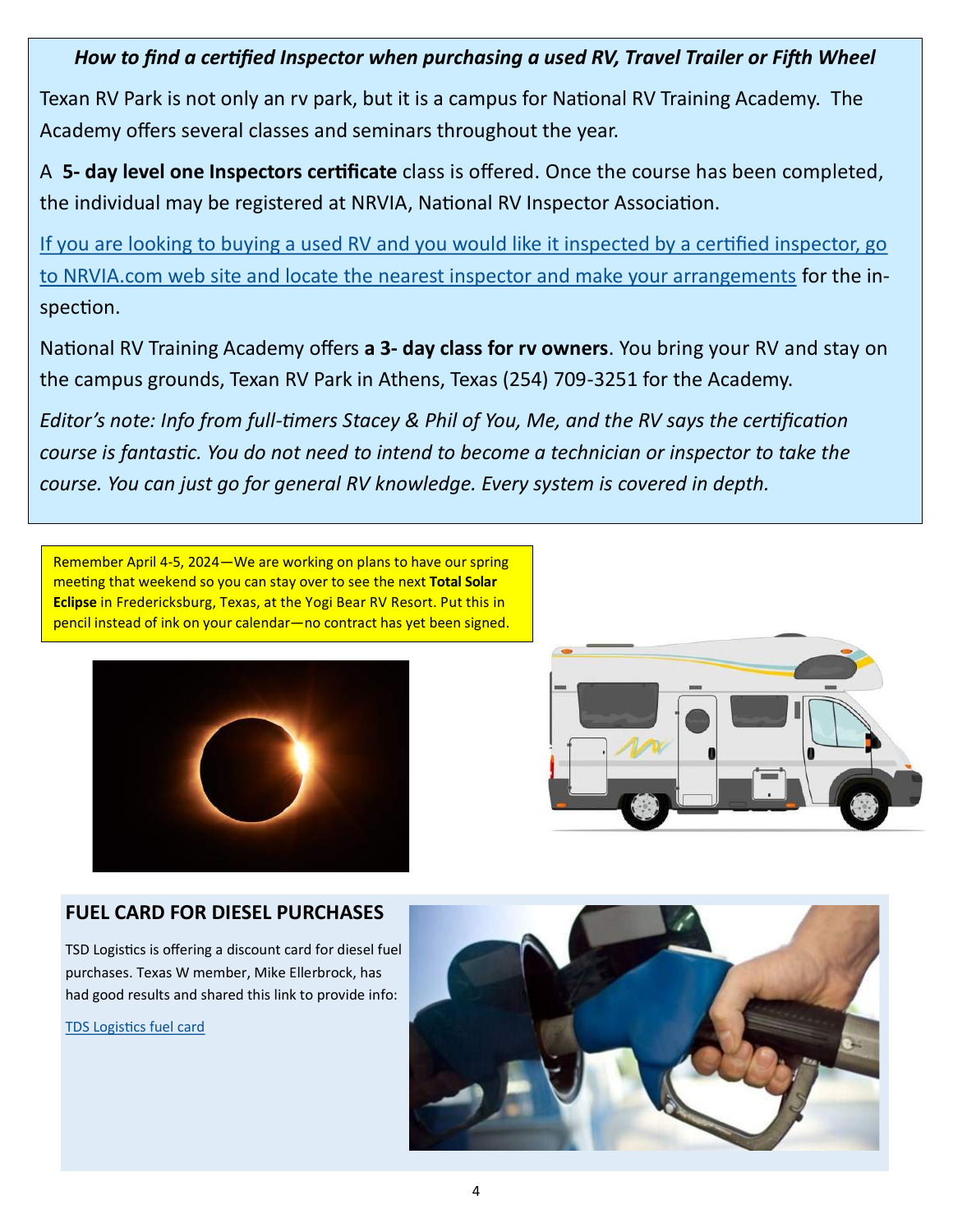### *How to find a certified Inspector when purchasing a used RV, Travel Trailer or Fifth Wheel*

Texan RV Park is not only an rv park, but it is a campus for National RV Training Academy. The Academy offers several classes and seminars throughout the year.

A **5- day level one Inspectors certificate** class is offered. Once the course has been completed, the individual may be registered at NRVIA, National RV Inspector Association.

If you are looking to buying a used RV and you would like it inspected by a certified inspector, go to NRVIA.com web site and locate the nearest inspector and make your arrangements for the inspection.

National RV Training Academy offers **a 3- day class for rv owners**. You bring your RV and stay on the campus grounds, Texan RV Park in Athens, Texas (254) 709-3251 for the Academy.

*Editor's note: Info from full-timers Stacey & Phil of You, Me, and the RV says the certification course is fantastic. You do not need to intend to become a technician or inspector to take the course. You can just go for general RV knowledge. Every system is covered in depth.*

Remember April 4-5, 2024—We are working on plans to have our spring meeting that weekend so you can stay over to see the next **Total Solar Eclipse** in Fredericksburg, Texas, at the Yogi Bear RV Resort. Put this in pencil instead of ink on your calendar—no contract has yet been signed.

## FUEL CARD FOR DIESEL PURCHASES

TSD Logistics is offering a discount card for diesel fuel purchases. Texas W member, Mike Ellerbrock, has had good results and shared this link to provide info:

TDS Logistics fuel card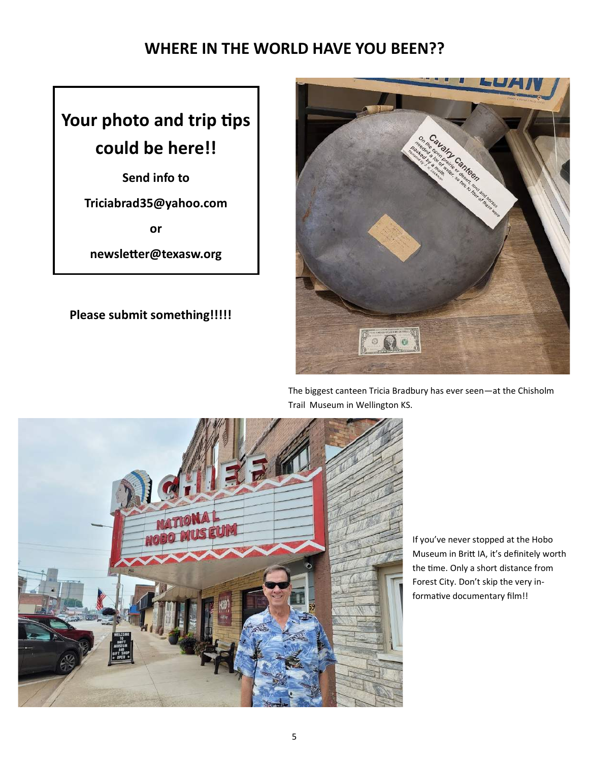# WHERE IN THE WORLD HAVE YOU BEEN??

## Your photo and trip tips could be here!!

**Send info to**

**Triciabrad35@yahoo.com**

**or**

**newsletter@texasw.org**

**Please submit something!!!!!**

The biggest canteen Tricia Bradbury has ever seen—at the Chisholm Trail Museum in Wellington KS.

If you've never stopped at the Hobo Museum in Britt IA, it's definitely worth the time. Only a short distance from Forest City. Don't skip the very informative documentary film!!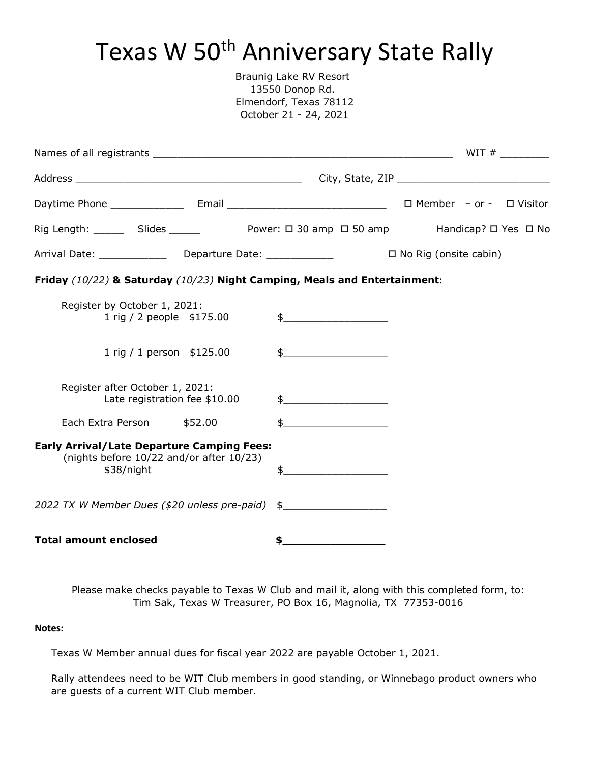# Texas W 50th Anniversary State Rally

Braunig Lake RV Resort
13550 Donop Rd.
Elmendorf, Texas 78112
October 21 - 24, 2021

Names of all registrants ____________________________________________________ WIT # ________

Address ______________________________________ City, State, ZIP __________________________

Daytime Phone ____________ Email ___________________________ ☐ Member – or - ☐ Visitor

Rig Length: _____ Slides _____ Power: ☐ 30 amp ☐ 50 amp Handicap? ☐ Yes ☐ No

Arrival Date: ___________ Departure Date: ___________ ☐ No Rig (onsite cabin)

**Friday** *(10/22)* **& Saturday** *(10/23)* **Night Camping, Meals and Entertainment:**

Register by October 1, 2021:

1 rig / 2 people $175.00 $_________________

1 rig / 1 person $125.00 $_________________

Register after October 1, 2021:

Late registration fee $10.00 $_________________

Each Extra Person $52.00 $_________________

**Early Arrival/Late Departure Camping Fees:**
(nights before 10/22 and/or after 10/23)
$38/night $_________________

*2022 TX W Member Dues ($20 unless pre-paid)* $_________________

**Total amount enclosed** **$_______________**

Please make checks payable to Texas W Club and mail it, along with this completed form, to:
Tim Sak, Texas W Treasurer, PO Box 16, Magnolia, TX 77353-0016

**Notes:**

Texas W Member annual dues for fiscal year 2022 are payable October 1, 2021.

Rally attendees need to be WIT Club members in good standing, or Winnebago product owners who are guests of a current WIT Club member.